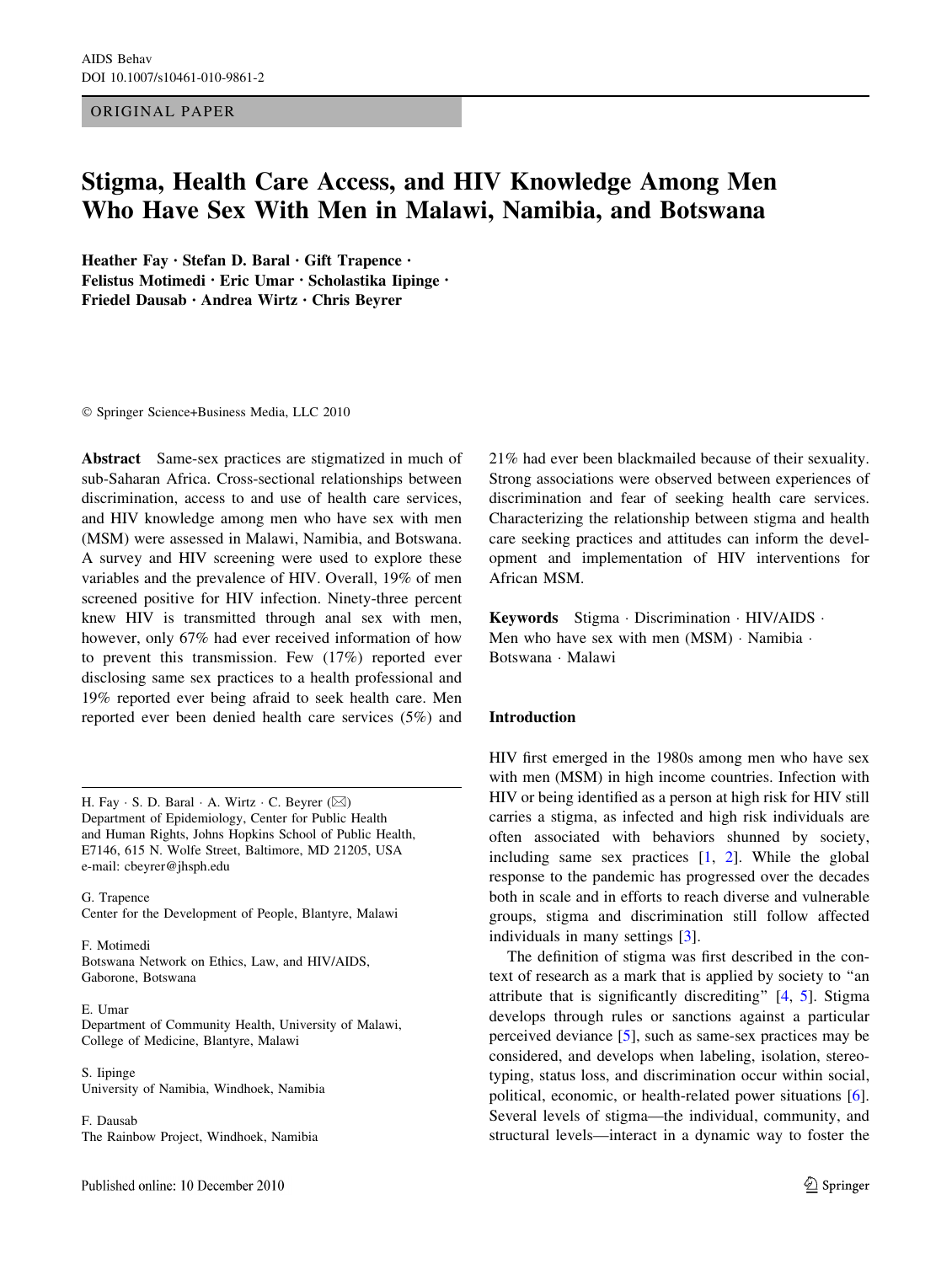ORIGINAL PAPER

# Stigma, Health Care Access, and HIV Knowledge Among Men Who Have Sex With Men in Malawi, Namibia, and Botswana

**Heather Fay · Stefan D. Baral · Gift Trapence · Felistus Motimedi · Eric Umar · Scholastika Iipinge · Friedel Dausab · Andrea Wirtz · Chris Beyrer**

© Springer Science+Business Media, LLC 2010

**Abstract** Same-sex practices are stigmatized in much of sub-Saharan Africa. Cross-sectional relationships between discrimination, access to and use of health care services, and HIV knowledge among men who have sex with men (MSM) were assessed in Malawi, Namibia, and Botswana. A survey and HIV screening were used to explore these variables and the prevalence of HIV. Overall, 19% of men screened positive for HIV infection. Ninety-three percent knew HIV is transmitted through anal sex with men, however, only 67% had ever received information of how to prevent this transmission. Few (17%) reported ever disclosing same sex practices to a health professional and 19% reported ever being afraid to seek health care. Men reported ever been denied health care services (5%) and 21% had ever been blackmailed because of their sexuality. Strong associations were observed between experiences of discrimination and fear of seeking health care services. Characterizing the relationship between stigma and health care seeking practices and attitudes can inform the development and implementation of HIV interventions for African MSM.

**Keywords** Stigma · Discrimination · HIV/AIDS · Men who have sex with men (MSM) · Namibia · Botswana · Malawi

H. Fay · S. D. Baral · A. Wirtz · C. Beyrer (✉)
Department of Epidemiology, Center for Public Health and Human Rights, Johns Hopkins School of Public Health, E7146, 615 N. Wolfe Street, Baltimore, MD 21205, USA
e-mail: cbeyrer@jhsph.edu

G. Trapence
Center for the Development of People, Blantyre, Malawi

F. Motimedi
Botswana Network on Ethics, Law, and HIV/AIDS, Gaborone, Botswana

E. Umar
Department of Community Health, University of Malawi, College of Medicine, Blantyre, Malawi

S. Iipinge
University of Namibia, Windhoek, Namibia

F. Dausab
The Rainbow Project, Windhoek, Namibia

## Introduction

HIV first emerged in the 1980s among men who have sex with men (MSM) in high income countries. Infection with HIV or being identified as a person at high risk for HIV still carries a stigma, as infected and high risk individuals are often associated with behaviors shunned by society, including same sex practices [1, 2]. While the global response to the pandemic has progressed over the decades both in scale and in efforts to reach diverse and vulnerable groups, stigma and discrimination still follow affected individuals in many settings [3].

The definition of stigma was first described in the context of research as a mark that is applied by society to "an attribute that is significantly discrediting" [4, 5]. Stigma develops through rules or sanctions against a particular perceived deviance [5], such as same-sex practices may be considered, and develops when labeling, isolation, stereotyping, status loss, and discrimination occur within social, political, economic, or health-related power situations [6]. Several levels of stigma—the individual, community, and structural levels—interact in a dynamic way to foster the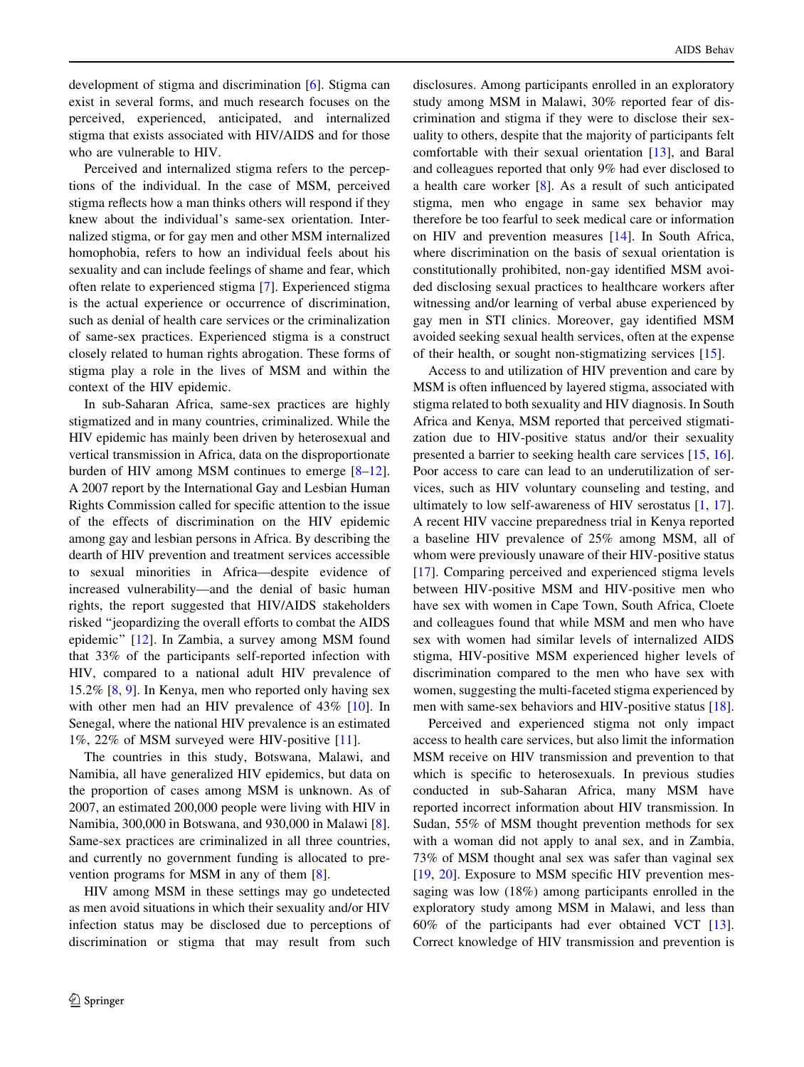development of stigma and discrimination [6]. Stigma can exist in several forms, and much research focuses on the perceived, experienced, anticipated, and internalized stigma that exists associated with HIV/AIDS and for those who are vulnerable to HIV.

Perceived and internalized stigma refers to the perceptions of the individual. In the case of MSM, perceived stigma reflects how a man thinks others will respond if they knew about the individual's same-sex orientation. Internalized stigma, or for gay men and other MSM internalized homophobia, refers to how an individual feels about his sexuality and can include feelings of shame and fear, which often relate to experienced stigma [7]. Experienced stigma is the actual experience or occurrence of discrimination, such as denial of health care services or the criminalization of same-sex practices. Experienced stigma is a construct closely related to human rights abrogation. These forms of stigma play a role in the lives of MSM and within the context of the HIV epidemic.

In sub-Saharan Africa, same-sex practices are highly stigmatized and in many countries, criminalized. While the HIV epidemic has mainly been driven by heterosexual and vertical transmission in Africa, data on the disproportionate burden of HIV among MSM continues to emerge [8–12]. A 2007 report by the International Gay and Lesbian Human Rights Commission called for specific attention to the issue of the effects of discrimination on the HIV epidemic among gay and lesbian persons in Africa. By describing the dearth of HIV prevention and treatment services accessible to sexual minorities in Africa—despite evidence of increased vulnerability—and the denial of basic human rights, the report suggested that HIV/AIDS stakeholders risked "jeopardizing the overall efforts to combat the AIDS epidemic" [12]. In Zambia, a survey among MSM found that 33% of the participants self-reported infection with HIV, compared to a national adult HIV prevalence of 15.2% [8, 9]. In Kenya, men who reported only having sex with other men had an HIV prevalence of 43% [10]. In Senegal, where the national HIV prevalence is an estimated 1%, 22% of MSM surveyed were HIV-positive [11].

The countries in this study, Botswana, Malawi, and Namibia, all have generalized HIV epidemics, but data on the proportion of cases among MSM is unknown. As of 2007, an estimated 200,000 people were living with HIV in Namibia, 300,000 in Botswana, and 930,000 in Malawi [8]. Same-sex practices are criminalized in all three countries, and currently no government funding is allocated to prevention programs for MSM in any of them [8].

HIV among MSM in these settings may go undetected as men avoid situations in which their sexuality and/or HIV infection status may be disclosed due to perceptions of discrimination or stigma that may result from such disclosures. Among participants enrolled in an exploratory study among MSM in Malawi, 30% reported fear of discrimination and stigma if they were to disclose their sexuality to others, despite that the majority of participants felt comfortable with their sexual orientation [13], and Baral and colleagues reported that only 9% had ever disclosed to a health care worker [8]. As a result of such anticipated stigma, men who engage in same sex behavior may therefore be too fearful to seek medical care or information on HIV and prevention measures [14]. In South Africa, where discrimination on the basis of sexual orientation is constitutionally prohibited, non-gay identified MSM avoided disclosing sexual practices to healthcare workers after witnessing and/or learning of verbal abuse experienced by gay men in STI clinics. Moreover, gay identified MSM avoided seeking sexual health services, often at the expense of their health, or sought non-stigmatizing services [15].

Access to and utilization of HIV prevention and care by MSM is often influenced by layered stigma, associated with stigma related to both sexuality and HIV diagnosis. In South Africa and Kenya, MSM reported that perceived stigmatization due to HIV-positive status and/or their sexuality presented a barrier to seeking health care services [15, 16]. Poor access to care can lead to an underutilization of services, such as HIV voluntary counseling and testing, and ultimately to low self-awareness of HIV serostatus [1, 17]. A recent HIV vaccine preparedness trial in Kenya reported a baseline HIV prevalence of 25% among MSM, all of whom were previously unaware of their HIV-positive status [17]. Comparing perceived and experienced stigma levels between HIV-positive MSM and HIV-positive men who have sex with women in Cape Town, South Africa, Cloete and colleagues found that while MSM and men who have sex with women had similar levels of internalized AIDS stigma, HIV-positive MSM experienced higher levels of discrimination compared to the men who have sex with women, suggesting the multi-faceted stigma experienced by men with same-sex behaviors and HIV-positive status [18].

Perceived and experienced stigma not only impact access to health care services, but also limit the information MSM receive on HIV transmission and prevention to that which is specific to heterosexuals. In previous studies conducted in sub-Saharan Africa, many MSM have reported incorrect information about HIV transmission. In Sudan, 55% of MSM thought prevention methods for sex with a woman did not apply to anal sex, and in Zambia, 73% of MSM thought anal sex was safer than vaginal sex [19, 20]. Exposure to MSM specific HIV prevention messaging was low (18%) among participants enrolled in the exploratory study among MSM in Malawi, and less than 60% of the participants had ever obtained VCT [13]. Correct knowledge of HIV transmission and prevention is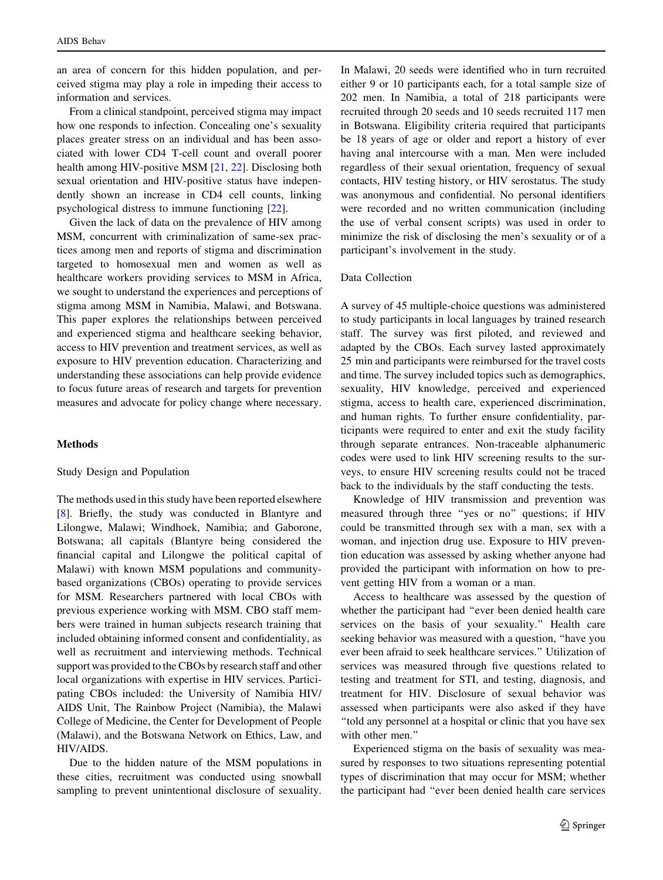an area of concern for this hidden population, and perceived stigma may play a role in impeding their access to information and services.

From a clinical standpoint, perceived stigma may impact how one responds to infection. Concealing one's sexuality places greater stress on an individual and has been associated with lower CD4 T-cell count and overall poorer health among HIV-positive MSM [21, 22]. Disclosing both sexual orientation and HIV-positive status have independently shown an increase in CD4 cell counts, linking psychological distress to immune functioning [22].

Given the lack of data on the prevalence of HIV among MSM, concurrent with criminalization of same-sex practices among men and reports of stigma and discrimination targeted to homosexual men and women as well as healthcare workers providing services to MSM in Africa, we sought to understand the experiences and perceptions of stigma among MSM in Namibia, Malawi, and Botswana. This paper explores the relationships between perceived and experienced stigma and healthcare seeking behavior, access to HIV prevention and treatment services, as well as exposure to HIV prevention education. Characterizing and understanding these associations can help provide evidence to focus future areas of research and targets for prevention measures and advocate for policy change where necessary.

## Methods

### Study Design and Population

The methods used in this study have been reported elsewhere [8]. Briefly, the study was conducted in Blantyre and Lilongwe, Malawi; Windhoek, Namibia; and Gaborone, Botswana; all capitals (Blantyre being considered the financial capital and Lilongwe the political capital of Malawi) with known MSM populations and community-based organizations (CBOs) operating to provide services for MSM. Researchers partnered with local CBOs with previous experience working with MSM. CBO staff members were trained in human subjects research training that included obtaining informed consent and confidentiality, as well as recruitment and interviewing methods. Technical support was provided to the CBOs by research staff and other local organizations with expertise in HIV services. Participating CBOs included: the University of Namibia HIV/AIDS Unit, The Rainbow Project (Namibia), the Malawi College of Medicine, the Center for Development of People (Malawi), and the Botswana Network on Ethics, Law, and HIV/AIDS.

Due to the hidden nature of the MSM populations in these cities, recruitment was conducted using snowball sampling to prevent unintentional disclosure of sexuality. In Malawi, 20 seeds were identified who in turn recruited either 9 or 10 participants each, for a total sample size of 202 men. In Namibia, a total of 218 participants were recruited through 20 seeds and 10 seeds recruited 117 men in Botswana. Eligibility criteria required that participants be 18 years of age or older and report a history of ever having anal intercourse with a man. Men were included regardless of their sexual orientation, frequency of sexual contacts, HIV testing history, or HIV serostatus. The study was anonymous and confidential. No personal identifiers were recorded and no written communication (including the use of verbal consent scripts) was used in order to minimize the risk of disclosing the men's sexuality or of a participant's involvement in the study.

### Data Collection

A survey of 45 multiple-choice questions was administered to study participants in local languages by trained research staff. The survey was first piloted, and reviewed and adapted by the CBOs. Each survey lasted approximately 25 min and participants were reimbursed for the travel costs and time. The survey included topics such as demographics, sexuality, HIV knowledge, perceived and experienced stigma, access to health care, experienced discrimination, and human rights. To further ensure confidentiality, participants were required to enter and exit the study facility through separate entrances. Non-traceable alphanumeric codes were used to link HIV screening results to the surveys, to ensure HIV screening results could not be traced back to the individuals by the staff conducting the tests.

Knowledge of HIV transmission and prevention was measured through three "yes or no" questions; if HIV could be transmitted through sex with a man, sex with a woman, and injection drug use. Exposure to HIV prevention education was assessed by asking whether anyone had provided the participant with information on how to prevent getting HIV from a woman or a man.

Access to healthcare was assessed by the question of whether the participant had "ever been denied health care services on the basis of your sexuality." Health care seeking behavior was measured with a question, "have you ever been afraid to seek healthcare services." Utilization of services was measured through five questions related to testing and treatment for STI, and testing, diagnosis, and treatment for HIV. Disclosure of sexual behavior was assessed when participants were also asked if they have "told any personnel at a hospital or clinic that you have sex with other men."

Experienced stigma on the basis of sexuality was measured by responses to two situations representing potential types of discrimination that may occur for MSM; whether the participant had "ever been denied health care services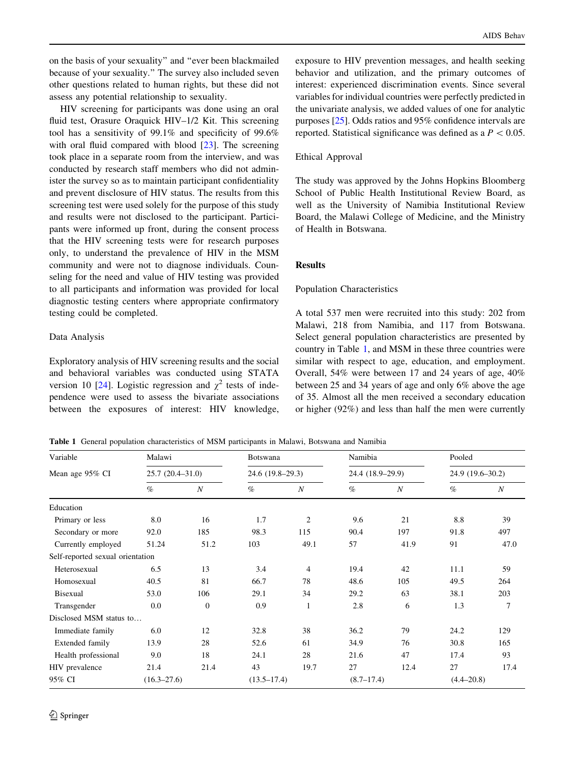on the basis of your sexuality" and "ever been blackmailed because of your sexuality." The survey also included seven other questions related to human rights, but these did not assess any potential relationship to sexuality.

HIV screening for participants was done using an oral fluid test, Orasure Oraquick HIV–1/2 Kit. This screening tool has a sensitivity of 99.1% and specificity of 99.6% with oral fluid compared with blood [23]. The screening took place in a separate room from the interview, and was conducted by research staff members who did not administer the survey so as to maintain participant confidentiality and prevent disclosure of HIV status. The results from this screening test were used solely for the purpose of this study and results were not disclosed to the participant. Participants were informed up front, during the consent process that the HIV screening tests were for research purposes only, to understand the prevalence of HIV in the MSM community and were not to diagnose individuals. Counseling for the need and value of HIV testing was provided to all participants and information was provided for local diagnostic testing centers where appropriate confirmatory testing could be completed.

### Data Analysis

Exploratory analysis of HIV screening results and the social and behavioral variables was conducted using STATA version 10 [24]. Logistic regression and $\chi^2$ tests of independence were used to assess the bivariate associations between the exposures of interest: HIV knowledge, exposure to HIV prevention messages, and health seeking behavior and utilization, and the primary outcomes of interest: experienced discrimination events. Since several variables for individual countries were perfectly predicted in the univariate analysis, we added values of one for analytic purposes [25]. Odds ratios and 95% confidence intervals are reported. Statistical significance was defined as a $P < 0.05$.

### Ethical Approval

The study was approved by the Johns Hopkins Bloomberg School of Public Health Institutional Review Board, as well as the University of Namibia Institutional Review Board, the Malawi College of Medicine, and the Ministry of Health in Botswana.

## Results

### Population Characteristics

A total 537 men were recruited into this study: 202 from Malawi, 218 from Namibia, and 117 from Botswana. Select general population characteristics are presented by country in Table 1, and MSM in these three countries were similar with respect to age, education, and employment. Overall, 54% were between 17 and 24 years of age, 40% between 25 and 34 years of age and only 6% above the age of 35. Almost all the men received a secondary education or higher (92%) and less than half the men were currently

**Table 1** General population characteristics of MSM participants in Malawi, Botswana and Namibia

| Variable | Malawi | | Botswana | | Namibia | | Pooled | |
|---|---|---|---|---|---|---|---|---|
| Mean age 95% CI | 25.7 (20.4–31.0) | | 24.6 (19.8–29.3) | | 24.4 (18.9–29.9) | | 24.9 (19.6–30.2) | |
| | % | N | % | N | % | N | % | N |
| Education | | | | | | | | |
| Primary or less | 8.0 | 16 | 1.7 | 2 | 9.6 | 21 | 8.8 | 39 |
| Secondary or more | 92.0 | 185 | 98.3 | 115 | 90.4 | 197 | 91.8 | 497 |
| Currently employed | 51.24 | 51.2 | 103 | 49.1 | 57 | 41.9 | 91 | 47.0 |
| Self-reported sexual orientation | | | | | | | | |
| Heterosexual | 6.5 | 13 | 3.4 | 4 | 19.4 | 42 | 11.1 | 59 |
| Homosexual | 40.5 | 81 | 66.7 | 78 | 48.6 | 105 | 49.5 | 264 |
| Bisexual | 53.0 | 106 | 29.1 | 34 | 29.2 | 63 | 38.1 | 203 |
| Transgender | 0.0 | 0 | 0.9 | 1 | 2.8 | 6 | 1.3 | 7 |
| Disclosed MSM status to… | | | | | | | | |
| Immediate family | 6.0 | 12 | 32.8 | 38 | 36.2 | 79 | 24.2 | 129 |
| Extended family | 13.9 | 28 | 52.6 | 61 | 34.9 | 76 | 30.8 | 165 |
| Health professional | 9.0 | 18 | 24.1 | 28 | 21.6 | 47 | 17.4 | 93 |
| HIV prevalence | 21.4 | 21.4 | 43 | 19.7 | 27 | 12.4 | 27 | 17.4 |
| 95% CI | (16.3–27.6) | | (13.5–17.4) | | (8.7–17.4) | | (4.4–20.8) | |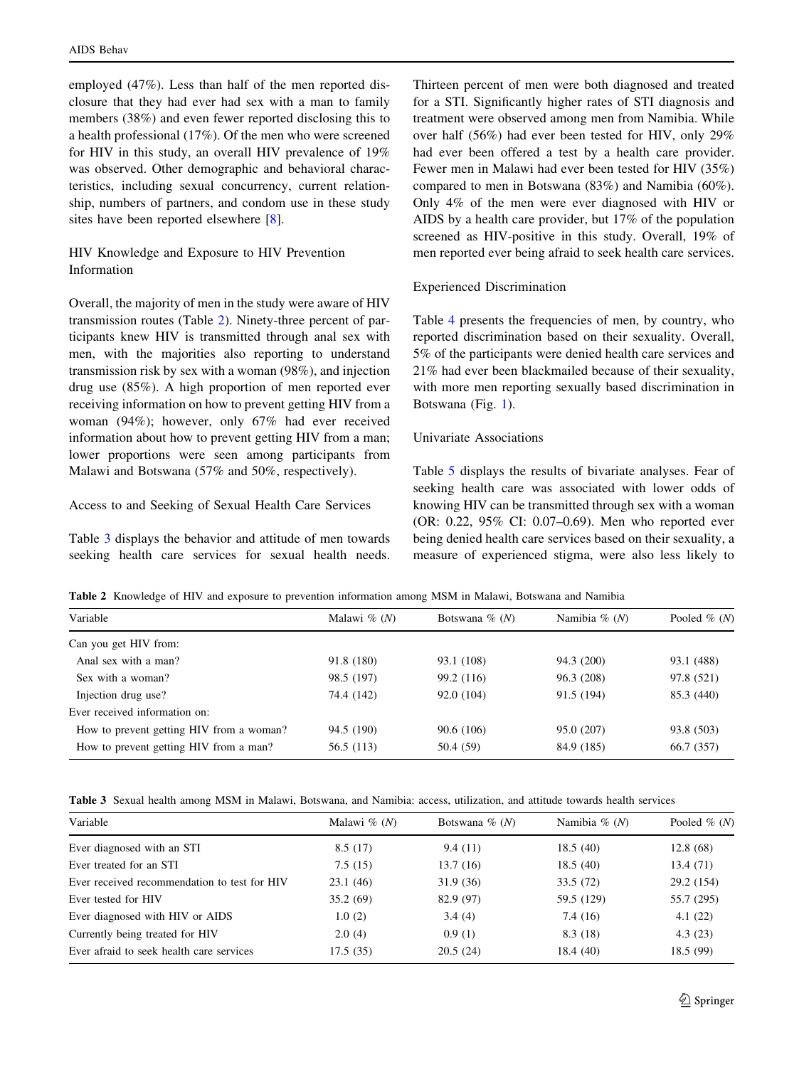employed (47%). Less than half of the men reported disclosure that they had ever had sex with a man to family members (38%) and even fewer reported disclosing this to a health professional (17%). Of the men who were screened for HIV in this study, an overall HIV prevalence of 19% was observed. Other demographic and behavioral characteristics, including sexual concurrency, current relationship, numbers of partners, and condom use in these study sites have been reported elsewhere [8].

### HIV Knowledge and Exposure to HIV Prevention Information

Overall, the majority of men in the study were aware of HIV transmission routes (Table 2). Ninety-three percent of participants knew HIV is transmitted through anal sex with men, with the majorities also reporting to understand transmission risk by sex with a woman (98%), and injection drug use (85%). A high proportion of men reported ever receiving information on how to prevent getting HIV from a woman (94%); however, only 67% had ever received information about how to prevent getting HIV from a man; lower proportions were seen among participants from Malawi and Botswana (57% and 50%, respectively).

### Access to and Seeking of Sexual Health Care Services

Table 3 displays the behavior and attitude of men towards seeking health care services for sexual health needs. Thirteen percent of men were both diagnosed and treated for a STI. Significantly higher rates of STI diagnosis and treatment were observed among men from Namibia. While over half (56%) had ever been tested for HIV, only 29% had ever been offered a test by a health care provider. Fewer men in Malawi had ever been tested for HIV (35%) compared to men in Botswana (83%) and Namibia (60%). Only 4% of the men were ever diagnosed with HIV or AIDS by a health care provider, but 17% of the population screened as HIV-positive in this study. Overall, 19% of men reported ever being afraid to seek health care services.

### Experienced Discrimination

Table 4 presents the frequencies of men, by country, who reported discrimination based on their sexuality. Overall, 5% of the participants were denied health care services and 21% had ever been blackmailed because of their sexuality, with more men reporting sexually based discrimination in Botswana (Fig. 1).

### Univariate Associations

Table 5 displays the results of bivariate analyses. Fear of seeking health care was associated with lower odds of knowing HIV can be transmitted through sex with a woman (OR: 0.22, 95% CI: 0.07–0.69). Men who reported ever being denied health care services based on their sexuality, a measure of experienced stigma, were also less likely to

**Table 2** Knowledge of HIV and exposure to prevention information among MSM in Malawi, Botswana and Namibia

| Variable | Malawi % (*N*) | Botswana % (*N*) | Namibia % (*N*) | Pooled % (*N*) |
|---|---|---|---|---|
| Can you get HIV from: | | | | |
| Anal sex with a man? | 91.8 (180) | 93.1 (108) | 94.3 (200) | 93.1 (488) |
| Sex with a woman? | 98.5 (197) | 99.2 (116) | 96.3 (208) | 97.8 (521) |
| Injection drug use? | 74.4 (142) | 92.0 (104) | 91.5 (194) | 85.3 (440) |
| Ever received information on: | | | | |
| How to prevent getting HIV from a woman? | 94.5 (190) | 90.6 (106) | 95.0 (207) | 93.8 (503) |
| How to prevent getting HIV from a man? | 56.5 (113) | 50.4 (59) | 84.9 (185) | 66.7 (357) |

**Table 3** Sexual health among MSM in Malawi, Botswana, and Namibia: access, utilization, and attitude towards health services

| Variable | Malawi % (*N*) | Botswana % (*N*) | Namibia % (*N*) | Pooled % (*N*) |
|---|---|---|---|---|
| Ever diagnosed with an STI | 8.5 (17) | 9.4 (11) | 18.5 (40) | 12.8 (68) |
| Ever treated for an STI | 7.5 (15) | 13.7 (16) | 18.5 (40) | 13.4 (71) |
| Ever received recommendation to test for HIV | 23.1 (46) | 31.9 (36) | 33.5 (72) | 29.2 (154) |
| Ever tested for HIV | 35.2 (69) | 82.9 (97) | 59.5 (129) | 55.7 (295) |
| Ever diagnosed with HIV or AIDS | 1.0 (2) | 3.4 (4) | 7.4 (16) | 4.1 (22) |
| Currently being treated for HIV | 2.0 (4) | 0.9 (1) | 8.3 (18) | 4.3 (23) |
| Ever afraid to seek health care services | 17.5 (35) | 20.5 (24) | 18.4 (40) | 18.5 (99) |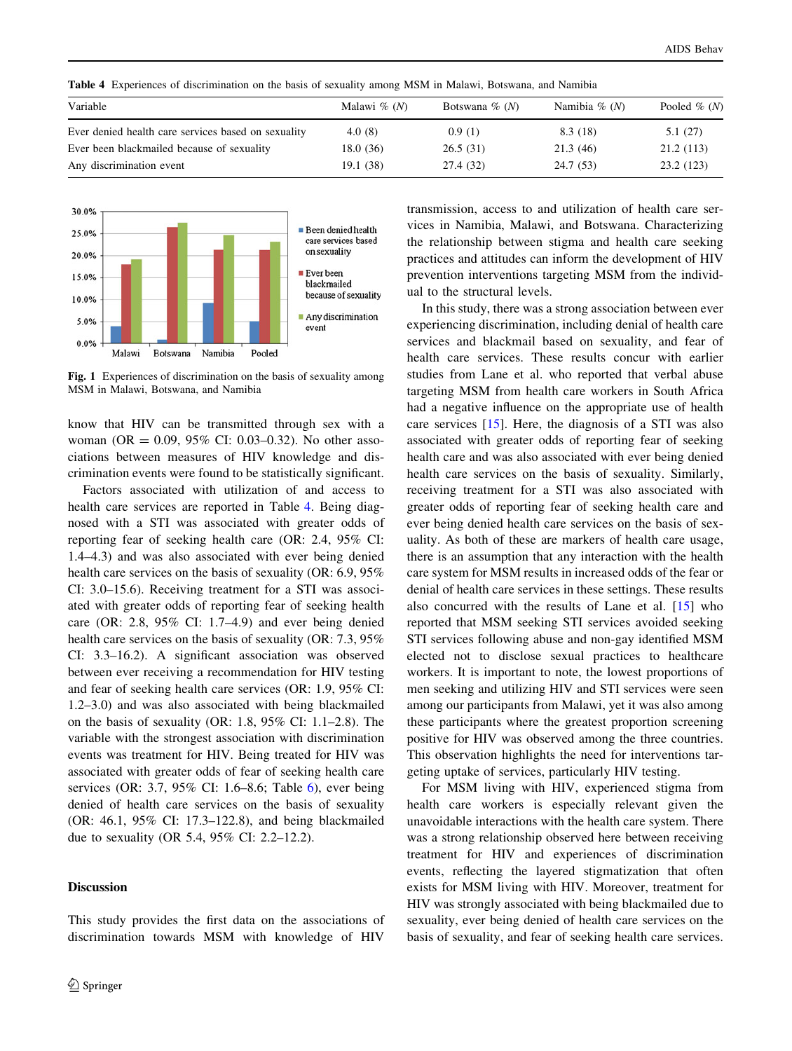**Table 4** Experiences of discrimination on the basis of sexuality among MSM in Malawi, Botswana, and Namibia

| Variable | Malawi % (N) | Botswana % (N) | Namibia % (N) | Pooled % (N) |
|---|---|---|---|---|
| Ever denied health care services based on sexuality | 4.0 (8) | 0.9 (1) | 8.3 (18) | 5.1 (27) |
| Ever been blackmailed because of sexuality | 18.0 (36) | 26.5 (31) | 21.3 (46) | 21.2 (113) |
| Any discrimination event | 19.1 (38) | 27.4 (32) | 24.7 (53) | 23.2 (123) |

30.0%
25.0%
20.0%
15.0%
10.0%
5.0%
0.0%

Malawi
Botswana
Namibia
Pooled

Been denied health care services based on sexuality
Ever been blackmailed because of sexuality
Any discrimination event

**Fig. 1** Experiences of discrimination on the basis of sexuality among MSM in Malawi, Botswana, and Namibia

know that HIV can be transmitted through sex with a woman (OR = 0.09, 95% CI: 0.03–0.32). No other associations between measures of HIV knowledge and discrimination events were found to be statistically significant.

Factors associated with utilization of and access to health care services are reported in Table 4. Being diagnosed with a STI was associated with greater odds of reporting fear of seeking health care (OR: 2.4, 95% CI: 1.4–4.3) and was also associated with ever being denied health care services on the basis of sexuality (OR: 6.9, 95% CI: 3.0–15.6). Receiving treatment for a STI was associated with greater odds of reporting fear of seeking health care (OR: 2.8, 95% CI: 1.7–4.9) and ever being denied health care services on the basis of sexuality (OR: 7.3, 95% CI: 3.3–16.2). A significant association was observed between ever receiving a recommendation for HIV testing and fear of seeking health care services (OR: 1.9, 95% CI: 1.2–3.0) and was also associated with being blackmailed on the basis of sexuality (OR: 1.8, 95% CI: 1.1–2.8). The variable with the strongest association with discrimination events was treatment for HIV. Being treated for HIV was associated with greater odds of fear of seeking health care services (OR: 3.7, 95% CI: 1.6–8.6; Table 6), ever being denied of health care services on the basis of sexuality (OR: 46.1, 95% CI: 17.3–122.8), and being blackmailed due to sexuality (OR 5.4, 95% CI: 2.2–12.2).

## Discussion

This study provides the first data on the associations of discrimination towards MSM with knowledge of HIV transmission, access to and utilization of health care services in Namibia, Malawi, and Botswana. Characterizing the relationship between stigma and health care seeking practices and attitudes can inform the development of HIV prevention interventions targeting MSM from the individual to the structural levels.

In this study, there was a strong association between ever experiencing discrimination, including denial of health care services and blackmail based on sexuality, and fear of health care services. These results concur with earlier studies from Lane et al. who reported that verbal abuse targeting MSM from health care workers in South Africa had a negative influence on the appropriate use of health care services [15]. Here, the diagnosis of a STI was also associated with greater odds of reporting fear of seeking health care and was also associated with ever being denied health care services on the basis of sexuality. Similarly, receiving treatment for a STI was also associated with greater odds of reporting fear of seeking health care and ever being denied health care services on the basis of sexuality. As both of these are markers of health care usage, there is an assumption that any interaction with the health care system for MSM results in increased odds of the fear or denial of health care services in these settings. These results also concurred with the results of Lane et al. [15] who reported that MSM seeking STI services avoided seeking STI services following abuse and non-gay identified MSM elected not to disclose sexual practices to healthcare workers. It is important to note, the lowest proportions of men seeking and utilizing HIV and STI services were seen among our participants from Malawi, yet it was also among these participants where the greatest proportion screening positive for HIV was observed among the three countries. This observation highlights the need for interventions targeting uptake of services, particularly HIV testing.

For MSM living with HIV, experienced stigma from health care workers is especially relevant given the unavoidable interactions with the health care system. There was a strong relationship observed here between receiving treatment for HIV and experiences of discrimination events, reflecting the layered stigmatization that often exists for MSM living with HIV. Moreover, treatment for HIV was strongly associated with being blackmailed due to sexuality, ever being denied of health care services on the basis of sexuality, and fear of seeking health care services.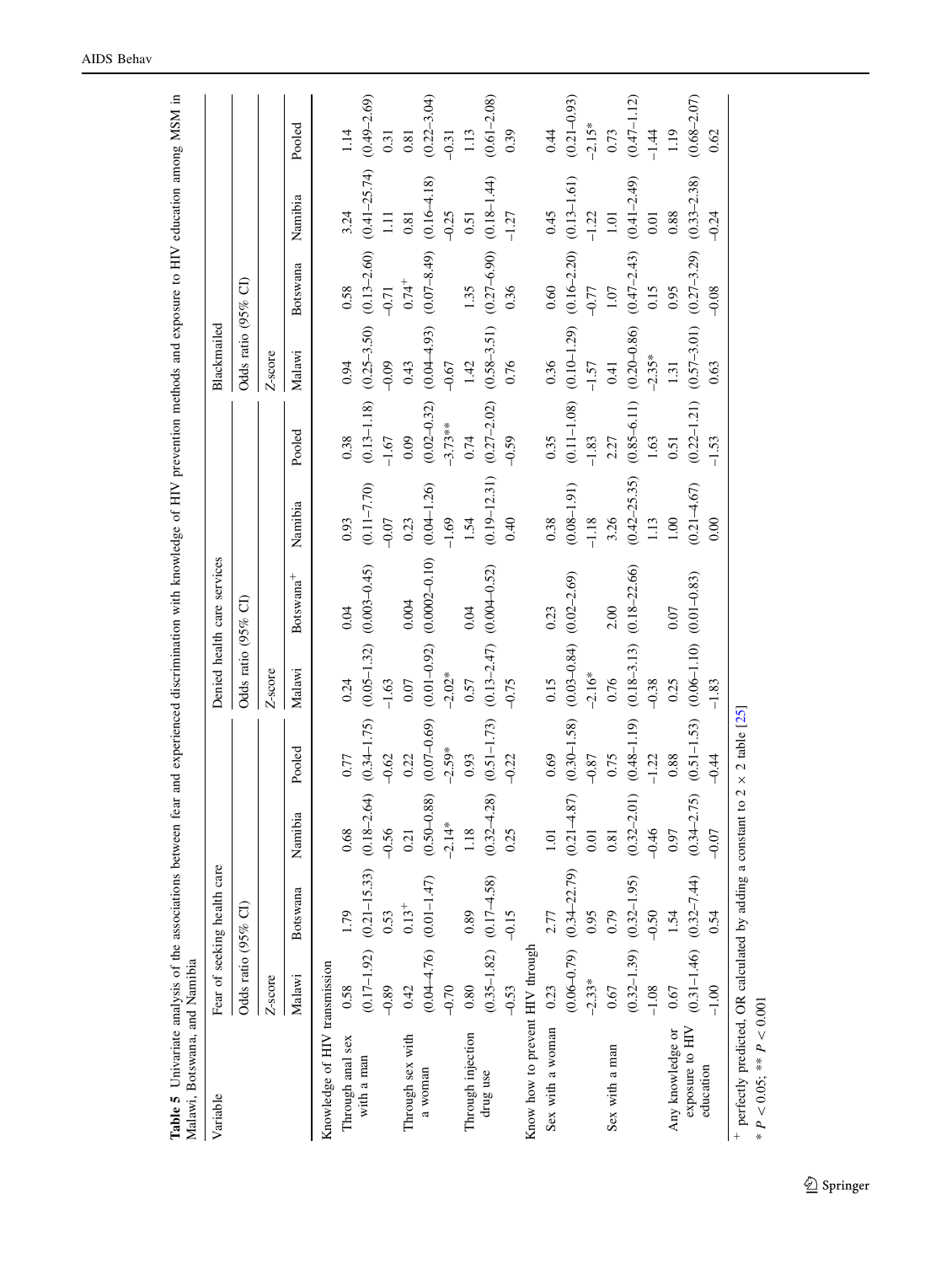**Table 5** Univariate analysis of the associations between fear and experienced discrimination with knowledge of HIV prevention methods and exposure to HIV education among MSM in Malawi, Botswana, and Namibia

| Variable | Fear of seeking health care | | | | Denied health care services | | | | Blackmailed | | | |
|---|---|---|---|---|---|---|---|---|---|---|---|---|
| | Odds ratio (95% CI) | | | | Odds ratio (95% CI) | | | | Odds ratio (95% CI) | | | |
| | Z-score | | | | Z-score | | | | Z-score | | | |
| | Malawi | Botswana | Namibia | Pooled | Malawi | Botswana[+] | Namibia | Pooled | Malawi | Botswana | Namibia | Pooled |
| Knowledge of HIV transmission | | | | | | | | | | | | |
| Through anal sex with a man | 0.58 | 1.79 | 0.68 | 0.77 | 0.24 | 0.04 | 0.93 | 0.38 | 0.94 | 0.58 | 3.24 | 1.14 |
| | (0.17–1.92) | (0.21–15.33) | (0.18–2.64) | (0.34–1.75) | (0.05–1.32) | (0.003–0.45) | (0.11–7.70) | (0.13–1.18) | (0.25–3.50) | (0.13–2.60) | (0.41–25.74) | (0.49–2.69) |
| | −0.89 | 0.53 | −0.56 | −0.62 | −1.63 | | −0.07 | −1.67 | −0.09 | −0.71 | 1.11 | 0.31 |
| Through sex with a woman | 0.42 | 0.13[+] | 0.21 | 0.22 | 0.07 | 0.004 | 0.23 | 0.09 | 0.43 | 0.74[+] | 0.81 | 0.81 |
| | (0.04–4.76) | (0.01–1.47) | (0.50–0.88) | (0.07–0.69) | (0.01–0.92) | (0.0002–0.10) | (0.04–1.26) | (0.02–0.32) | (0.04–4.93) | (0.07–8.49) | (0.16–4.18) | (0.22–3.04) |
| | −0.70 | | −2.14* | −2.59* | −2.02* | | −1.69 | −3.73** | −0.67 | | −0.25 | −0.31 |
| Through injection drug use | 0.80 | 0.89 | 1.18 | 0.93 | 0.57 | 0.04 | 1.54 | 0.74 | 1.42 | 1.35 | 0.51 | 1.13 |
| | (0.35–1.82) | (0.17–4.58) | (0.32–4.28) | (0.51–1.73) | (0.13–2.47) | (0.004–0.52) | (0.19–12.31) | (0.27–2.02) | (0.58–3.51) | (0.27–6.90) | (0.18–1.44) | (0.61–2.08) |
| | −0.53 | −0.15 | 0.25 | −0.22 | −0.75 | | 0.40 | −0.59 | 0.76 | 0.36 | −1.27 | 0.39 |
| Know how to prevent HIV through | | | | | | | | | | | | |
| Sex with a woman | 0.23 | 2.77 | 1.01 | 0.69 | 0.15 | 0.23 | 0.38 | 0.35 | 0.36 | 0.60 | 0.45 | 0.44 |
| | (0.06–0.79) | (0.34–22.79) | (0.21–4.87) | (0.30–1.58) | (0.03–0.84) | (0.02–2.69) | (0.08–1.91) | (0.11–1.08) | (0.10–1.29) | (0.16–2.20) | (0.13–1.61) | (0.21–0.93) |
| | −2.33* | 0.95 | 0.01 | −0.87 | −2.16* | | −1.18 | −1.83 | −1.57 | −0.77 | −1.22 | −2.15* |
| Sex with a man | 0.67 | 0.79 | 0.81 | 0.75 | 0.76 | 2.00 | 3.26 | 2.27 | 0.41 | 1.07 | 1.01 | 0.73 |
| | (0.32–1.39) | (0.32–1.95) | (0.32–2.01) | (0.48–1.19) | (0.18–3.13) | (0.18–22.66) | (0.42–25.35) | (0.85–6.11) | (0.20–0.86) | (0.47–2.43) | (0.41–2.49) | (0.47–1.12) |
| | −1.08 | −0.50 | −0.46 | −1.22 | −0.38 | | 1.13 | 1.63 | −2.35* | 0.15 | 0.01 | −1.44 |
| Any knowledge or exposure to HIV education | 0.67 | 1.54 | 0.97 | 0.88 | 0.25 | 0.07 | 1.00 | 0.51 | 1.31 | 0.95 | 0.88 | 1.19 |
| | (0.31–1.46) | (0.32–7.44) | (0.34–2.75) | (0.51–1.53) | (0.06–1.10) | (0.01–0.83) | (0.21–4.67) | (0.22–1.21) | (0.57–3.01) | (0.27–3.29) | (0.33–2.38) | (0.68–2.07) |
| | −1.00 | 0.54 | −0.07 | −0.44 | −1.83 | | 0.00 | −1.53 | 0.63 | −0.08 | −0.24 | 0.62 |

[+] perfectly predicted, OR calculated by adding a constant to 2 × 2 table [25]

* $P < 0.05$; ** $P < 0.001$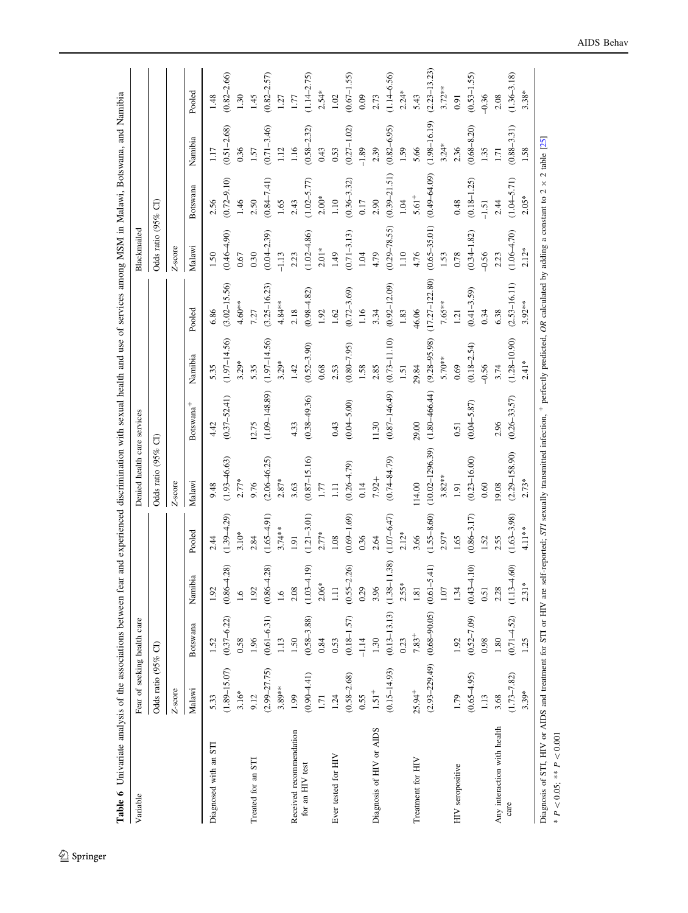**Table 6** Univariate analysis of the associations between fear and experienced discrimination with sexual health and use of services among MSM in Malawi, Botswana, and Namibia

| Variable | Fear of seeking health care | | | | Denied health care services | | | | Blackmailed | | | |
|---|---|---|---|---|---|---|---|---|---|---|---|---|
| | Odds ratio (95% CI) | | | | Odds ratio (95% CI) | | | | Odds ratio (95% CI) | | | |
| | Z-score | | | | Z-score | | | | Z-score | | | |
| | Malawi | Botswana | Namibia | Pooled | Malawi | Botswana+ | Namibia | Pooled | Malawi | Botswana | Namibia | Pooled |
| Diagnosed with an STI | 5.33 | 1.52 | 1.92 | 2.44 | 9.48 | 4.42 | 5.35 | 6.86 | 1.50 | 2.56 | 1.17 | 1.48 |
| | (1.89–15.07) | (0.37–6.22) | (0.86–4.28) | (1.39–4.29) | (1.93–46.63) | (0.37–52.41) | (1.97–14.56) | (3.02–15.56) | (0.46–4.90) | (0.72–9.10) | (0.51–2.68) | (0.82–2.66) |
| | 3.16* | 0.58 | 1.6 | 3.10* | 2.77* | | 3.29* | 4.60** | 0.67 | 1.46 | 0.36 | 1.30 |
| Treated for an STI | 9.12 | 1.96 | 1.92 | 2.84 | 9.76 | 12.75 | 5.35 | 7.27 | 0.30 | 2.50 | 1.57 | 1.45 |
| | (2.99–27.75) | (0.61–6.31) | (0.86–4.28) | (1.65–4.91) | (2.06–46.25) | (1.09–148.89) | (1.97–14.56) | (3.25–16.23) | (0.04–2.39) | (0.84–7.41) | (0.71–3.46) | (0.82–2.57) |
| | 3.89** | 1.13 | 1.6 | 3.74** | 2.87* | | 3.29* | 4.84** | −1.13 | 1.65 | 1.12 | 1.27 |
| Received recommendation for an HIV test | 1.99 | 1.50 | 2.08 | 1.91 | 3.63 | 4.33 | 1.42 | 2.18 | 2.23 | 2.43 | 1.16 | 1.77 |
| | (0.90–4.41) | (0.58–3.88) | (1.03–4.19) | (1.21–3.01) | (0.87–15.16) | (0.38–49.36) | (0.52–3.90) | (0.98–4.82) | (1.02–4.86) | (1.02–5.77) | (0.58–2.32) | (1.14–2.75) |
| | 1.71 | 0.84 | 2.06* | 2.77* | 1.77 | | 0.68 | 1.92 | 2.01* | 2.00* | 0.43 | 2.54* |
| Ever tested for HIV | 1.24 | 0.53 | 1.11 | 1.08 | 1.11 | 0.43 | 2.53 | 1.62 | 1.49 | 1.10 | 0.53 | 1.02 |
| | (0.58–2.68) | (0.18–1.57) | (0.55–2.26) | (0.69–1.69) | (0.26–4.79) | (0.04–5.00) | (0.80–7.95) | (0.72–3.69) | (0.71–3.13) | (0.36–3.32) | (0.27–1.02) | (0.67–1.55) |
| | 0.55 | −1.14 | 0.29 | 0.36 | 0.14 | | 1.58 | 1.16 | 1.04 | 0.17 | −1.89 | 0.09 |
| Diagnosis of HIV or AIDS | 1.51+ | 1.30 | 3.96 | 2.64 | 7.92+ | 11.30 | 2.85 | 3.34 | 4.79 | 2.90 | 2.39 | 2.73 |
| | (0.15–14.93) | (0.13–13.13) | (1.38–11.38) | (1.07–6.47) | (0.74–84.79) | (0.87–146.49) | (0.73–11.10) | (0.92–12.09) | (0.29–78.55) | (0.39–21.51) | (0.82–6.95) | (1.14–6.56) |
| | | 0.23 | 2.55* | 2.12* | | | 1.51 | 1.83 | 1.10 | 1.04 | 1.59 | 2.24* |
| Treatment for HIV | 25.94+ | 7.83+ | 1.81 | 3.66 | 114.00 | 29.00 | 29.84 | 46.06 | 4.76 | 5.61+ | 5.66 | 5.43 |
| | (2.93–229.49) | (0.68–90.05) | (0.61–5.41) | (1.55–8.60) | (10.02–1296.39) | (1.80–466.44) | (9.28–95.98) | (17.27–122.80) | (0.65–35.01) | (0.49–64.09) | (1.98–16.19) | (2.23–13.23) |
| | | | 1.07 | 2.97* | 3.82** | | 5.70** | 7.65** | 1.53 | | 3.24* | 3.72** |
| HIV seropositive | 1.79 | 1.92 | 1.34 | 1.65 | 1.91 | 0.51 | 0.69 | 1.21 | 0.78 | 0.48 | 2.36 | 0.91 |
| | (0.65–4.95) | (0.52–7.09) | (0.43–4.10) | (0.86–3.17) | (0.23–16.00) | (0.04–5.87) | (0.18–2.54) | (0.41–3.59) | (0.34–1.82) | (0.18–1.25) | (0.68–8.20) | (0.53–1.55) |
| | 1.13 | 0.98 | 0.51 | 1.52 | 0.60 | | −0.56 | 0.34 | −0.56 | −1.51 | 1.35 | −0.36 |
| Any interaction with health care | 3.68 | 1.80 | 2.28 | 2.55 | 19.08 | 2.96 | 3.74 | 6.38 | 2.23 | 2.44 | 1.71 | 2.08 |
| | (1.73–7.82) | (0.71–4.52) | (1.13–4.60) | (1.63–3.98) | (2.29–158.90) | (0.26–33.57) | (1.28–10.90) | (2.53–16.11) | (1.06–4.70) | (1.04–5.71) | (0.88–3.31) | (1.36–3.18) |
| | 3.39* | 1.25 | 2.31* | 4.11** | 2.73* | | 2.41* | 3.92** | 2.12* | 2.05* | 1.58 | 3.38* |

Diagnosis of STI, HIV or AIDS and treatment for STI or HIV are self-reported; *STI* sexually transmitted infection, + perfectly predicted, *OR* calculated by adding a constant to 2 × 2 table [25]

* $P < 0.05$; ** $P < 0.001$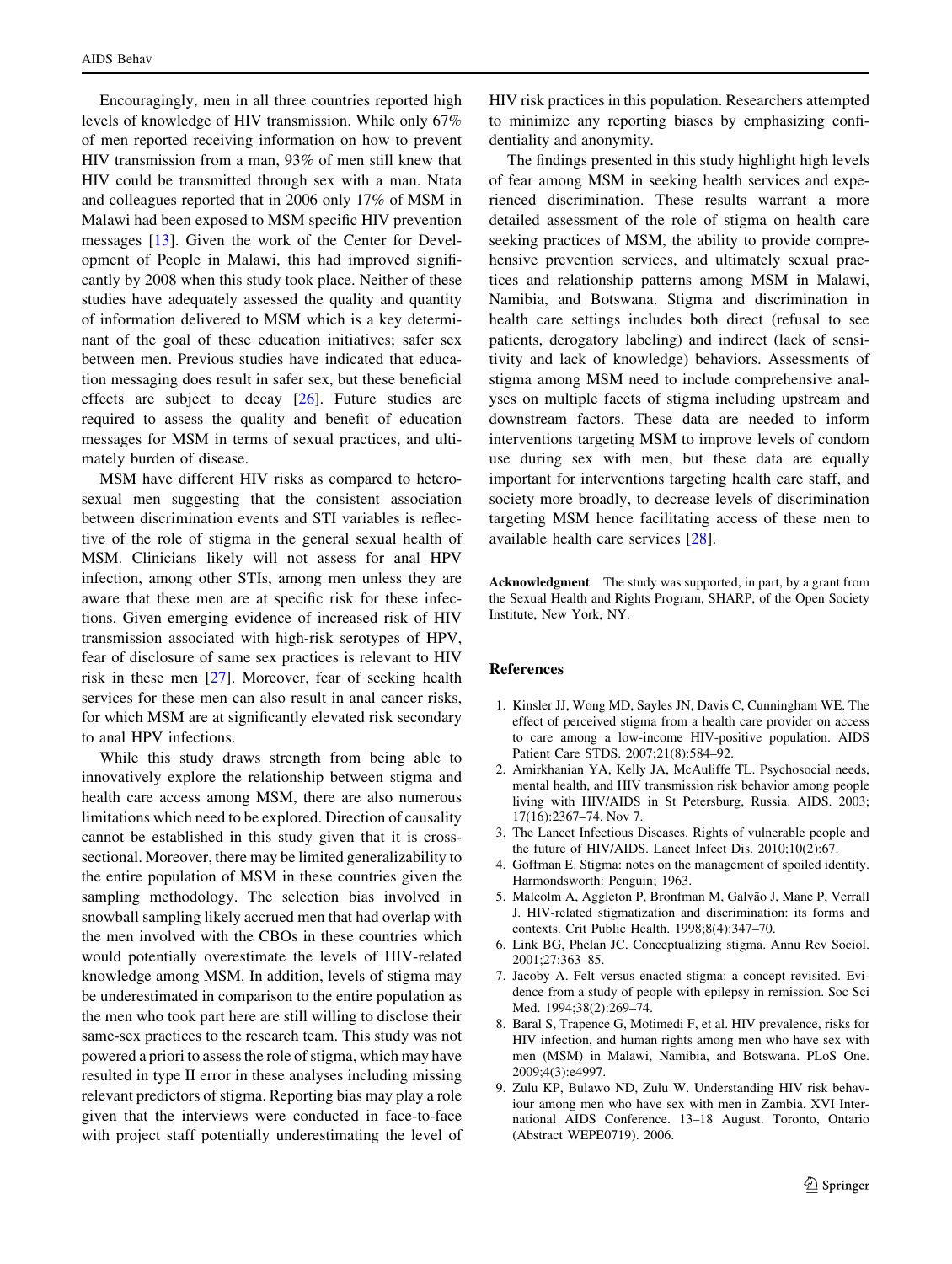Encouragingly, men in all three countries reported high levels of knowledge of HIV transmission. While only 67% of men reported receiving information on how to prevent HIV transmission from a man, 93% of men still knew that HIV could be transmitted through sex with a man. Ntata and colleagues reported that in 2006 only 17% of MSM in Malawi had been exposed to MSM specific HIV prevention messages [13]. Given the work of the Center for Development of People in Malawi, this had improved significantly by 2008 when this study took place. Neither of these studies have adequately assessed the quality and quantity of information delivered to MSM which is a key determinant of the goal of these education initiatives; safer sex between men. Previous studies have indicated that education messaging does result in safer sex, but these beneficial effects are subject to decay [26]. Future studies are required to assess the quality and benefit of education messages for MSM in terms of sexual practices, and ultimately burden of disease.

MSM have different HIV risks as compared to heterosexual men suggesting that the consistent association between discrimination events and STI variables is reflective of the role of stigma in the general sexual health of MSM. Clinicians likely will not assess for anal HPV infection, among other STIs, among men unless they are aware that these men are at specific risk for these infections. Given emerging evidence of increased risk of HIV transmission associated with high-risk serotypes of HPV, fear of disclosure of same sex practices is relevant to HIV risk in these men [27]. Moreover, fear of seeking health services for these men can also result in anal cancer risks, for which MSM are at significantly elevated risk secondary to anal HPV infections.

While this study draws strength from being able to innovatively explore the relationship between stigma and health care access among MSM, there are also numerous limitations which need to be explored. Direction of causality cannot be established in this study given that it is cross-sectional. Moreover, there may be limited generalizability to the entire population of MSM in these countries given the sampling methodology. The selection bias involved in snowball sampling likely accrued men that had overlap with the men involved with the CBOs in these countries which would potentially overestimate the levels of HIV-related knowledge among MSM. In addition, levels of stigma may be underestimated in comparison to the entire population as the men who took part here are still willing to disclose their same-sex practices to the research team. This study was not powered a priori to assess the role of stigma, which may have resulted in type II error in these analyses including missing relevant predictors of stigma. Reporting bias may play a role given that the interviews were conducted in face-to-face with project staff potentially underestimating the level of HIV risk practices in this population. Researchers attempted to minimize any reporting biases by emphasizing confidentiality and anonymity.

The findings presented in this study highlight high levels of fear among MSM in seeking health services and experienced discrimination. These results warrant a more detailed assessment of the role of stigma on health care seeking practices of MSM, the ability to provide comprehensive prevention services, and ultimately sexual practices and relationship patterns among MSM in Malawi, Namibia, and Botswana. Stigma and discrimination in health care settings includes both direct (refusal to see patients, derogatory labeling) and indirect (lack of sensitivity and lack of knowledge) behaviors. Assessments of stigma among MSM need to include comprehensive analyses on multiple facets of stigma including upstream and downstream factors. These data are needed to inform interventions targeting MSM to improve levels of condom use during sex with men, but these data are equally important for interventions targeting health care staff, and society more broadly, to decrease levels of discrimination targeting MSM hence facilitating access of these men to available health care services [28].

**Acknowledgment** The study was supported, in part, by a grant from the Sexual Health and Rights Program, SHARP, of the Open Society Institute, New York, NY.

## References

1. Kinsler JJ, Wong MD, Sayles JN, Davis C, Cunningham WE. The effect of perceived stigma from a health care provider on access to care among a low-income HIV-positive population. AIDS Patient Care STDS. 2007;21(8):584–92.
2. Amirkhanian YA, Kelly JA, McAuliffe TL. Psychosocial needs, mental health, and HIV transmission risk behavior among people living with HIV/AIDS in St Petersburg, Russia. AIDS. 2003;17(16):2367–74. Nov 7.
3. The Lancet Infectious Diseases. Rights of vulnerable people and the future of HIV/AIDS. Lancet Infect Dis. 2010;10(2):67.
4. Goffman E. Stigma: notes on the management of spoiled identity. Harmondsworth: Penguin; 1963.
5. Malcolm A, Aggleton P, Bronfman M, Galvão J, Mane P, Verrall J. HIV-related stigmatization and discrimination: its forms and contexts. Crit Public Health. 1998;8(4):347–70.
6. Link BG, Phelan JC. Conceptualizing stigma. Annu Rev Sociol. 2001;27:363–85.
7. Jacoby A. Felt versus enacted stigma: a concept revisited. Evidence from a study of people with epilepsy in remission. Soc Sci Med. 1994;38(2):269–74.
8. Baral S, Trapence G, Motimedi F, et al. HIV prevalence, risks for HIV infection, and human rights among men who have sex with men (MSM) in Malawi, Namibia, and Botswana. PLoS One. 2009;4(3):e4997.
9. Zulu KP, Bulawo ND, Zulu W. Understanding HIV risk behaviour among men who have sex with men in Zambia. XVI International AIDS Conference. 13–18 August. Toronto, Ontario (Abstract WEPE0719). 2006.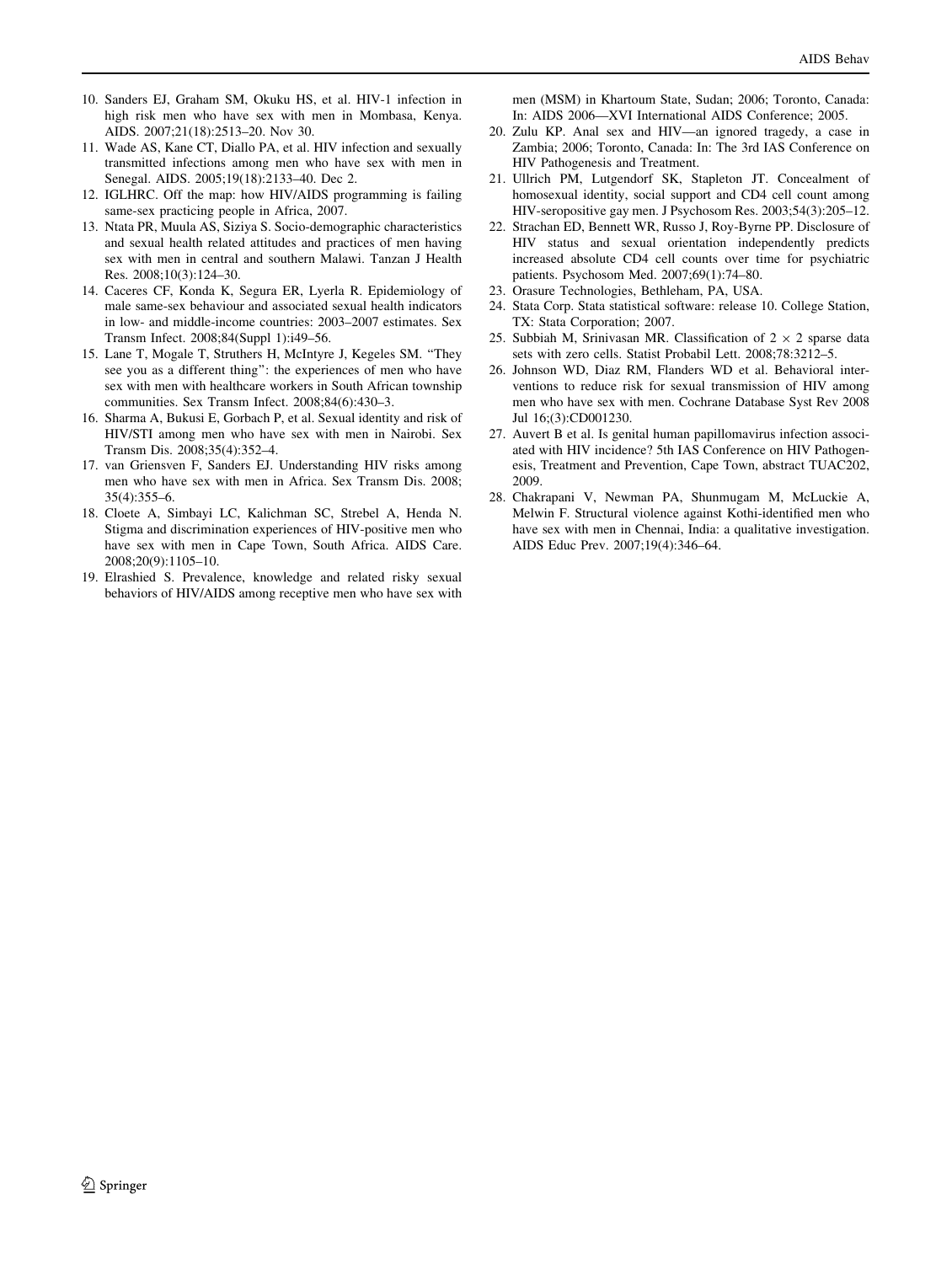10. Sanders EJ, Graham SM, Okuku HS, et al. HIV-1 infection in high risk men who have sex with men in Mombasa, Kenya. AIDS. 2007;21(18):2513–20. Nov 30.
11. Wade AS, Kane CT, Diallo PA, et al. HIV infection and sexually transmitted infections among men who have sex with men in Senegal. AIDS. 2005;19(18):2133–40. Dec 2.
12. IGLHRC. Off the map: how HIV/AIDS programming is failing same-sex practicing people in Africa, 2007.
13. Ntata PR, Muula AS, Siziya S. Socio-demographic characteristics and sexual health related attitudes and practices of men having sex with men in central and southern Malawi. Tanzan J Health Res. 2008;10(3):124–30.
14. Caceres CF, Konda K, Segura ER, Lyerla R. Epidemiology of male same-sex behaviour and associated sexual health indicators in low- and middle-income countries: 2003–2007 estimates. Sex Transm Infect. 2008;84(Suppl 1):i49–56.
15. Lane T, Mogale T, Struthers H, McIntyre J, Kegeles SM. "They see you as a different thing": the experiences of men who have sex with men with healthcare workers in South African township communities. Sex Transm Infect. 2008;84(6):430–3.
16. Sharma A, Bukusi E, Gorbach P, et al. Sexual identity and risk of HIV/STI among men who have sex with men in Nairobi. Sex Transm Dis. 2008;35(4):352–4.
17. van Griensven F, Sanders EJ. Understanding HIV risks among men who have sex with men in Africa. Sex Transm Dis. 2008; 35(4):355–6.
18. Cloete A, Simbayi LC, Kalichman SC, Strebel A, Henda N. Stigma and discrimination experiences of HIV-positive men who have sex with men in Cape Town, South Africa. AIDS Care. 2008;20(9):1105–10.
19. Elrashied S. Prevalence, knowledge and related risky sexual behaviors of HIV/AIDS among receptive men who have sex with men (MSM) in Khartoum State, Sudan; 2006; Toronto, Canada: In: AIDS 2006—XVI International AIDS Conference; 2005.
20. Zulu KP. Anal sex and HIV—an ignored tragedy, a case in Zambia; 2006; Toronto, Canada: In: The 3rd IAS Conference on HIV Pathogenesis and Treatment.
21. Ullrich PM, Lutgendorf SK, Stapleton JT. Concealment of homosexual identity, social support and CD4 cell count among HIV-seropositive gay men. J Psychosom Res. 2003;54(3):205–12.
22. Strachan ED, Bennett WR, Russo J, Roy-Byrne PP. Disclosure of HIV status and sexual orientation independently predicts increased absolute CD4 cell counts over time for psychiatric patients. Psychosom Med. 2007;69(1):74–80.
23. Orasure Technologies, Bethleham, PA, USA.
24. Stata Corp. Stata statistical software: release 10. College Station, TX: Stata Corporation; 2007.
25. Subbiah M, Srinivasan MR. Classification of 2 × 2 sparse data sets with zero cells. Statist Probabil Lett. 2008;78:3212–5.
26. Johnson WD, Diaz RM, Flanders WD et al. Behavioral interventions to reduce risk for sexual transmission of HIV among men who have sex with men. Cochrane Database Syst Rev 2008 Jul 16;(3):CD001230.
27. Auvert B et al. Is genital human papillomavirus infection associated with HIV incidence? 5th IAS Conference on HIV Pathogenesis, Treatment and Prevention, Cape Town, abstract TUAC202, 2009.
28. Chakrapani V, Newman PA, Shunmugam M, McLuckie A, Melwin F. Structural violence against Kothi-identified men who have sex with men in Chennai, India: a qualitative investigation. AIDS Educ Prev. 2007;19(4):346–64.